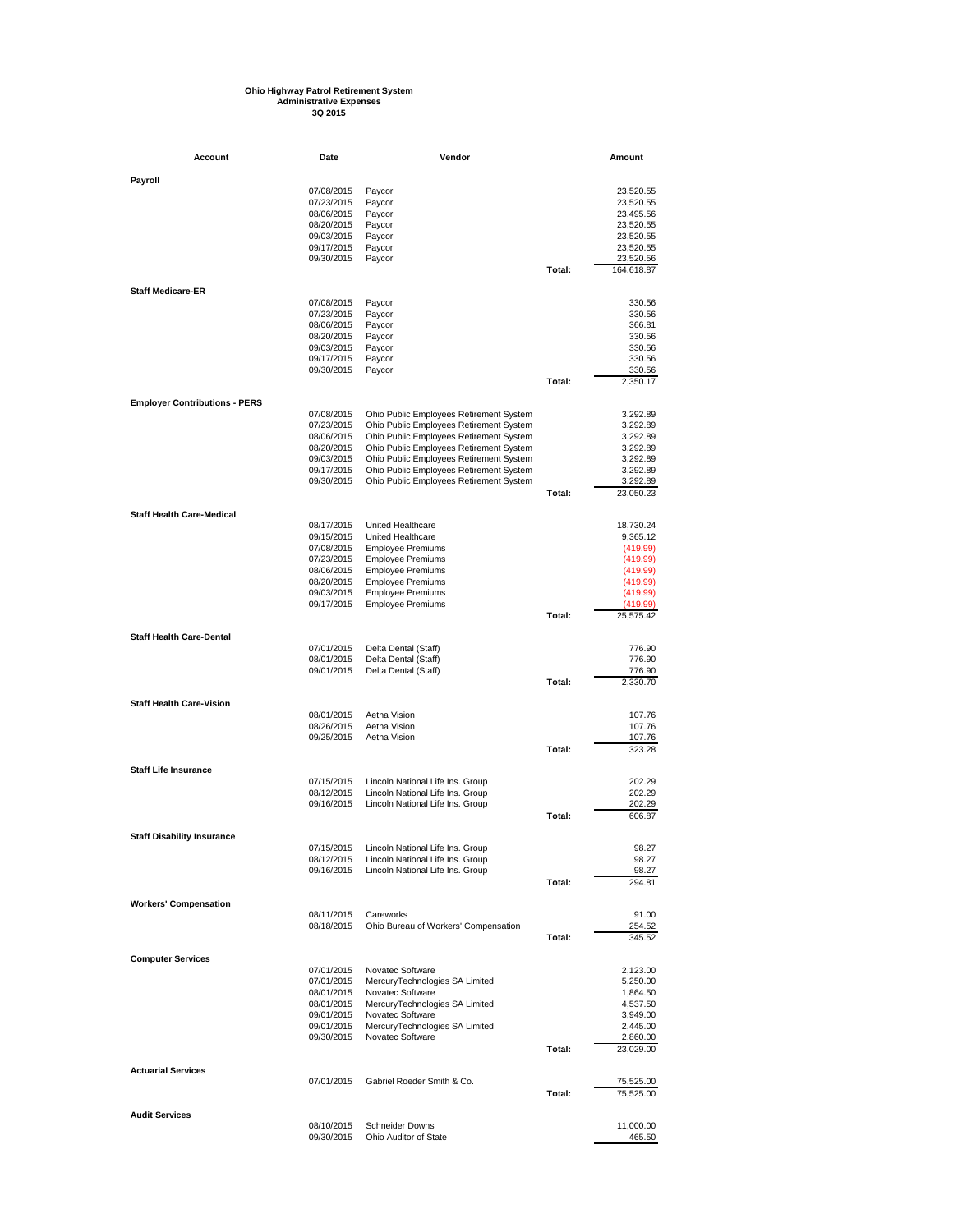**Ohio Highway Patrol Retirement System**
**Administrative Expenses**
**3Q 2015**

| Account | Date | Vendor | | Amount |
|---|---|---|---|---|
| **Payroll** | | | | |
| | 07/08/2015 | Paycor | | 23,520.55 |
| | 07/23/2015 | Paycor | | 23,520.55 |
| | 08/06/2015 | Paycor | | 23,495.56 |
| | 08/20/2015 | Paycor | | 23,520.55 |
| | 09/03/2015 | Paycor | | 23,520.55 |
| | 09/17/2015 | Paycor | | 23,520.55 |
| | 09/30/2015 | Paycor | | 23,520.56 |
| | | | Total: | 164,618.87 |
| **Staff Medicare-ER** | | | | |
| | 07/08/2015 | Paycor | | 330.56 |
| | 07/23/2015 | Paycor | | 330.56 |
| | 08/06/2015 | Paycor | | 366.81 |
| | 08/20/2015 | Paycor | | 330.56 |
| | 09/03/2015 | Paycor | | 330.56 |
| | 09/17/2015 | Paycor | | 330.56 |
| | 09/30/2015 | Paycor | | 330.56 |
| | | | Total: | 2,350.17 |
| **Employer Contributions - PERS** | | | | |
| | 07/08/2015 | Ohio Public Employees Retirement System | | 3,292.89 |
| | 07/23/2015 | Ohio Public Employees Retirement System | | 3,292.89 |
| | 08/06/2015 | Ohio Public Employees Retirement System | | 3,292.89 |
| | 08/20/2015 | Ohio Public Employees Retirement System | | 3,292.89 |
| | 09/03/2015 | Ohio Public Employees Retirement System | | 3,292.89 |
| | 09/17/2015 | Ohio Public Employees Retirement System | | 3,292.89 |
| | 09/30/2015 | Ohio Public Employees Retirement System | | 3,292.89 |
| | | | Total: | 23,050.23 |
| **Staff Health Care-Medical** | | | | |
| | 08/17/2015 | United Healthcare | | 18,730.24 |
| | 09/15/2015 | United Healthcare | | 9,365.12 |
| | 07/08/2015 | Employee Premiums | | (419.99) |
| | 07/23/2015 | Employee Premiums | | (419.99) |
| | 08/06/2015 | Employee Premiums | | (419.99) |
| | 08/20/2015 | Employee Premiums | | (419.99) |
| | 09/03/2015 | Employee Premiums | | (419.99) |
| | 09/17/2015 | Employee Premiums | | (419.99) |
| | | | Total: | 25,575.42 |
| **Staff Health Care-Dental** | | | | |
| | 07/01/2015 | Delta Dental (Staff) | | 776.90 |
| | 08/01/2015 | Delta Dental (Staff) | | 776.90 |
| | 09/01/2015 | Delta Dental (Staff) | | 776.90 |
| | | | Total: | 2,330.70 |
| **Staff Health Care-Vision** | | | | |
| | 08/01/2015 | Aetna Vision | | 107.76 |
| | 08/26/2015 | Aetna Vision | | 107.76 |
| | 09/25/2015 | Aetna Vision | | 107.76 |
| | | | Total: | 323.28 |
| **Staff Life Insurance** | | | | |
| | 07/15/2015 | Lincoln National Life Ins. Group | | 202.29 |
| | 08/12/2015 | Lincoln National Life Ins. Group | | 202.29 |
| | 09/16/2015 | Lincoln National Life Ins. Group | | 202.29 |
| | | | Total: | 606.87 |
| **Staff Disability Insurance** | | | | |
| | 07/15/2015 | Lincoln National Life Ins. Group | | 98.27 |
| | 08/12/2015 | Lincoln National Life Ins. Group | | 98.27 |
| | 09/16/2015 | Lincoln National Life Ins. Group | | 98.27 |
| | | | Total: | 294.81 |
| **Workers' Compensation** | | | | |
| | 08/11/2015 | Careworks | | 91.00 |
| | 08/18/2015 | Ohio Bureau of Workers' Compensation | | 254.52 |
| | | | Total: | 345.52 |
| **Computer Services** | | | | |
| | 07/01/2015 | Novatec Software | | 2,123.00 |
| | 07/01/2015 | MercuryTechnologies SA Limited | | 5,250.00 |
| | 08/01/2015 | Novatec Software | | 1,864.50 |
| | 08/01/2015 | MercuryTechnologies SA Limited | | 4,537.50 |
| | 09/01/2015 | Novatec Software | | 3,949.00 |
| | 09/01/2015 | MercuryTechnologies SA Limited | | 2,445.00 |
| | 09/30/2015 | Novatec Software | | 2,860.00 |
| | | | Total: | 23,029.00 |
| **Actuarial Services** | | | | |
| | 07/01/2015 | Gabriel Roeder Smith & Co. | | 75,525.00 |
| | | | Total: | 75,525.00 |
| **Audit Services** | | | | |
| | 08/10/2015 | Schneider Downs | | 11,000.00 |
| | 09/30/2015 | Ohio Auditor of State | | 465.50 |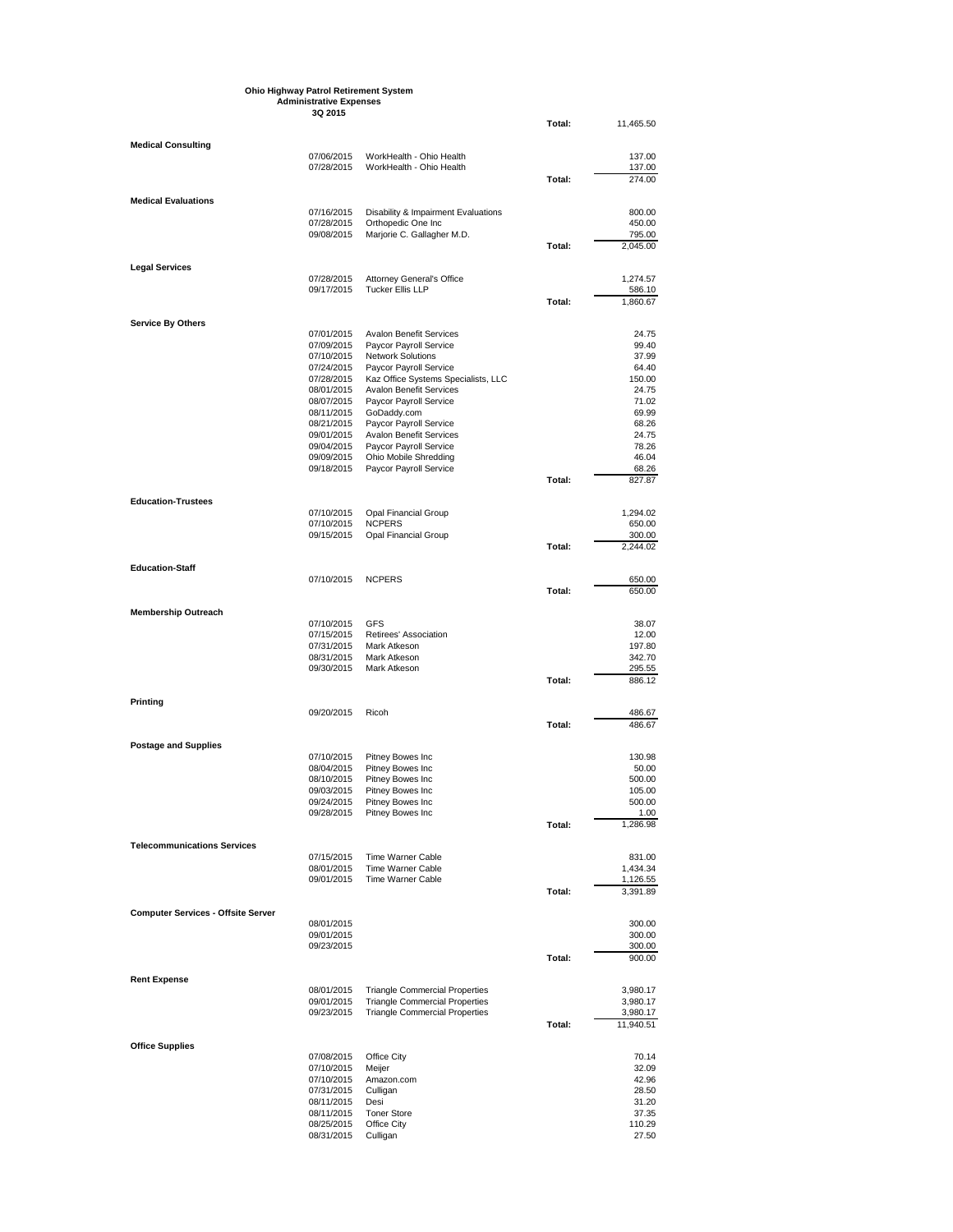**Ohio Highway Patrol Retirement System**
**Administrative Expenses**
**3Q 2015**

| | Date | Vendor | | Amount |
|---|---|---|---|---|
| | | | **Total:** | 11,465.50 |
| **Medical Consulting** | | | | |
| | 07/06/2015 | WorkHealth - Ohio Health | | 137.00 |
| | 07/28/2015 | WorkHealth - Ohio Health | | 137.00 |
| | | | **Total:** | 274.00 |
| **Medical Evaluations** | | | | |
| | 07/16/2015 | Disability & Impairment Evaluations | | 800.00 |
| | 07/28/2015 | Orthopedic One Inc | | 450.00 |
| | 09/08/2015 | Marjorie C. Gallagher M.D. | | 795.00 |
| | | | **Total:** | 2,045.00 |
| **Legal Services** | | | | |
| | 07/28/2015 | Attorney General's Office | | 1,274.57 |
| | 09/17/2015 | Tucker Ellis LLP | | 586.10 |
| | | | **Total:** | 1,860.67 |
| **Service By Others** | | | | |
| | 07/01/2015 | Avalon Benefit Services | | 24.75 |
| | 07/09/2015 | Paycor Payroll Service | | 99.40 |
| | 07/10/2015 | Network Solutions | | 37.99 |
| | 07/24/2015 | Paycor Payroll Service | | 64.40 |
| | 07/28/2015 | Kaz Office Systems Specialists, LLC | | 150.00 |
| | 08/01/2015 | Avalon Benefit Services | | 24.75 |
| | 08/07/2015 | Paycor Payroll Service | | 71.02 |
| | 08/11/2015 | GoDaddy.com | | 69.99 |
| | 08/21/2015 | Paycor Payroll Service | | 68.26 |
| | 09/01/2015 | Avalon Benefit Services | | 24.75 |
| | 09/04/2015 | Paycor Payroll Service | | 78.26 |
| | 09/09/2015 | Ohio Mobile Shredding | | 46.04 |
| | 09/18/2015 | Paycor Payroll Service | | 68.26 |
| | | | **Total:** | 827.87 |
| **Education-Trustees** | | | | |
| | 07/10/2015 | Opal Financial Group | | 1,294.02 |
| | 07/10/2015 | NCPERS | | 650.00 |
| | 09/15/2015 | Opal Financial Group | | 300.00 |
| | | | **Total:** | 2,244.02 |
| **Education-Staff** | | | | |
| | 07/10/2015 | NCPERS | | 650.00 |
| | | | **Total:** | 650.00 |
| **Membership Outreach** | | | | |
| | 07/10/2015 | GFS | | 38.07 |
| | 07/15/2015 | Retirees' Association | | 12.00 |
| | 07/31/2015 | Mark Atkeson | | 197.80 |
| | 08/31/2015 | Mark Atkeson | | 342.70 |
| | 09/30/2015 | Mark Atkeson | | 295.55 |
| | | | **Total:** | 886.12 |
| **Printing** | | | | |
| | 09/20/2015 | Ricoh | | 486.67 |
| | | | **Total:** | 486.67 |
| **Postage and Supplies** | | | | |
| | 07/10/2015 | Pitney Bowes Inc | | 130.98 |
| | 08/04/2015 | Pitney Bowes Inc | | 50.00 |
| | 08/10/2015 | Pitney Bowes Inc | | 500.00 |
| | 09/03/2015 | Pitney Bowes Inc | | 105.00 |
| | 09/24/2015 | Pitney Bowes Inc | | 500.00 |
| | 09/28/2015 | Pitney Bowes Inc | | 1.00 |
| | | | **Total:** | 1,286.98 |
| **Telecommunications Services** | | | | |
| | 07/15/2015 | Time Warner Cable | | 831.00 |
| | 08/01/2015 | Time Warner Cable | | 1,434.34 |
| | 09/01/2015 | Time Warner Cable | | 1,126.55 |
| | | | **Total:** | 3,391.89 |
| **Computer Services - Offsite Server** | | | | |
| | 08/01/2015 | | | 300.00 |
| | 09/01/2015 | | | 300.00 |
| | 09/23/2015 | | | 300.00 |
| | | | **Total:** | 900.00 |
| **Rent Expense** | | | | |
| | 08/01/2015 | Triangle Commercial Properties | | 3,980.17 |
| | 09/01/2015 | Triangle Commercial Properties | | 3,980.17 |
| | 09/23/2015 | Triangle Commercial Properties | | 3,980.17 |
| | | | **Total:** | 11,940.51 |
| **Office Supplies** | | | | |
| | 07/08/2015 | Office City | | 70.14 |
| | 07/10/2015 | Meijer | | 32.09 |
| | 07/10/2015 | Amazon.com | | 42.96 |
| | 07/31/2015 | Culligan | | 28.50 |
| | 08/11/2015 | Desi | | 31.20 |
| | 08/11/2015 | Toner Store | | 37.35 |
| | 08/25/2015 | Office City | | 110.29 |
| | 08/31/2015 | Culligan | | 27.50 |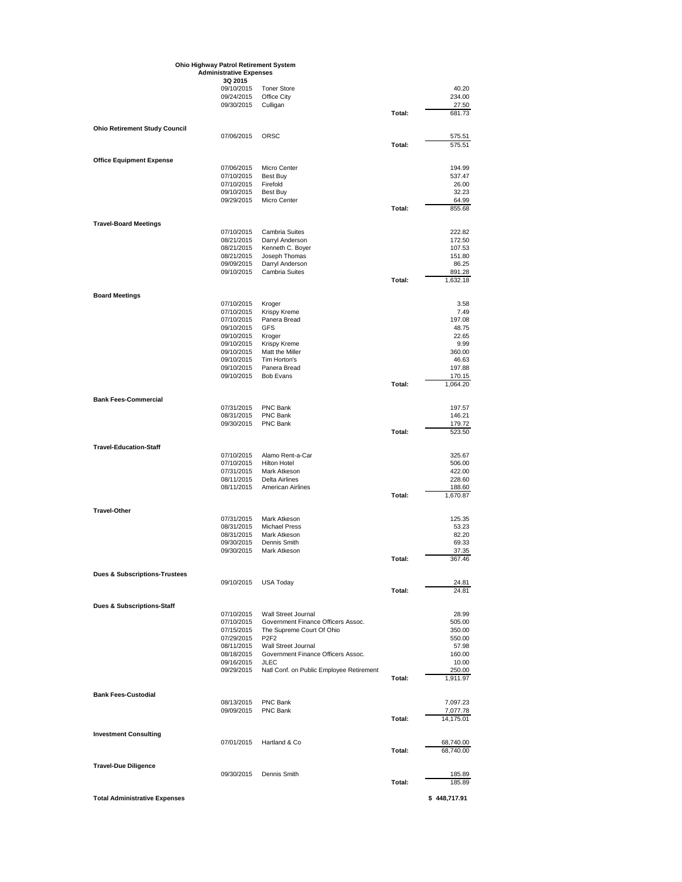**Ohio Highway Patrol Retirement System**
**Administrative Expenses**
**3Q 2015**

| | | | | |
|---|---|---|---|---|
| | 09/10/2015 | Toner Store | | 40.20 |
| | 09/24/2015 | Office City | | 234.00 |
| | 09/30/2015 | Culligan | | 27.50 |
| | | | Total: | 681.73 |
| **Ohio Retirement Study Council** | | | | |
| | 07/06/2015 | ORSC | | 575.51 |
| | | | Total: | 575.51 |
| **Office Equipment Expense** | | | | |
| | 07/06/2015 | Micro Center | | 194.99 |
| | 07/10/2015 | Best Buy | | 537.47 |
| | 07/10/2015 | Firefold | | 26.00 |
| | 09/10/2015 | Best Buy | | 32.23 |
| | 09/29/2015 | Micro Center | | 64.99 |
| | | | Total: | 855.68 |
| **Travel-Board Meetings** | | | | |
| | 07/10/2015 | Cambria Suites | | 222.82 |
| | 08/21/2015 | Darryl Anderson | | 172.50 |
| | 08/21/2015 | Kenneth C. Boyer | | 107.53 |
| | 08/21/2015 | Joseph Thomas | | 151.80 |
| | 09/09/2015 | Darryl Anderson | | 86.25 |
| | 09/10/2015 | Cambria Suites | | 891.28 |
| | | | Total: | 1,632.18 |
| **Board Meetings** | | | | |
| | 07/10/2015 | Kroger | | 3.58 |
| | 07/10/2015 | Krispy Kreme | | 7.49 |
| | 07/10/2015 | Panera Bread | | 197.08 |
| | 09/10/2015 | GFS | | 48.75 |
| | 09/10/2015 | Kroger | | 22.65 |
| | 09/10/2015 | Krispy Kreme | | 9.99 |
| | 09/10/2015 | Matt the Miller | | 360.00 |
| | 09/10/2015 | Tim Horton's | | 46.63 |
| | 09/10/2015 | Panera Bread | | 197.88 |
| | 09/10/2015 | Bob Evans | | 170.15 |
| | | | Total: | 1,064.20 |
| **Bank Fees-Commercial** | | | | |
| | 07/31/2015 | PNC Bank | | 197.57 |
| | 08/31/2015 | PNC Bank | | 146.21 |
| | 09/30/2015 | PNC Bank | | 179.72 |
| | | | Total: | 523.50 |
| **Travel-Education-Staff** | | | | |
| | 07/10/2015 | Alamo Rent-a-Car | | 325.67 |
| | 07/10/2015 | Hilton Hotel | | 506.00 |
| | 07/31/2015 | Mark Atkeson | | 422.00 |
| | 08/11/2015 | Delta Airlines | | 228.60 |
| | 08/11/2015 | American Airlines | | 188.60 |
| | | | Total: | 1,670.87 |
| **Travel-Other** | | | | |
| | 07/31/2015 | Mark Atkeson | | 125.35 |
| | 08/31/2015 | Michael Press | | 53.23 |
| | 08/31/2015 | Mark Atkeson | | 82.20 |
| | 09/30/2015 | Dennis Smith | | 69.33 |
| | 09/30/2015 | Mark Atkeson | | 37.35 |
| | | | Total: | 367.46 |
| **Dues & Subscriptions-Trustees** | | | | |
| | 09/10/2015 | USA Today | | 24.81 |
| | | | Total: | 24.81 |
| **Dues & Subscriptions-Staff** | | | | |
| | 07/10/2015 | Wall Street Journal | | 28.99 |
| | 07/10/2015 | Government Finance Officers Assoc. | | 505.00 |
| | 07/15/2015 | The Supreme Court Of Ohio | | 350.00 |
| | 07/29/2015 | P2F2 | | 550.00 |
| | 08/11/2015 | Wall Street Journal | | 57.98 |
| | 08/18/2015 | Government Finance Officers Assoc. | | 160.00 |
| | 09/16/2015 | JLEC | | 10.00 |
| | 09/29/2015 | Natl Conf. on Public Employee Retirement | | 250.00 |
| | | | Total: | 1,911.97 |
| **Bank Fees-Custodial** | | | | |
| | 08/13/2015 | PNC Bank | | 7,097.23 |
| | 09/09/2015 | PNC Bank | | 7,077.78 |
| | | | Total: | 14,175.01 |
| **Investment Consulting** | | | | |
| | 07/01/2015 | Hartland & Co | | 68,740.00 |
| | | | Total: | 68,740.00 |
| **Travel-Due Diligence** | | | | |
| | 09/30/2015 | Dennis Smith | | 185.89 |
| | | | Total: | 185.89 |
| **Total Administrative Expenses** | | | | **$ 448,717.91** |